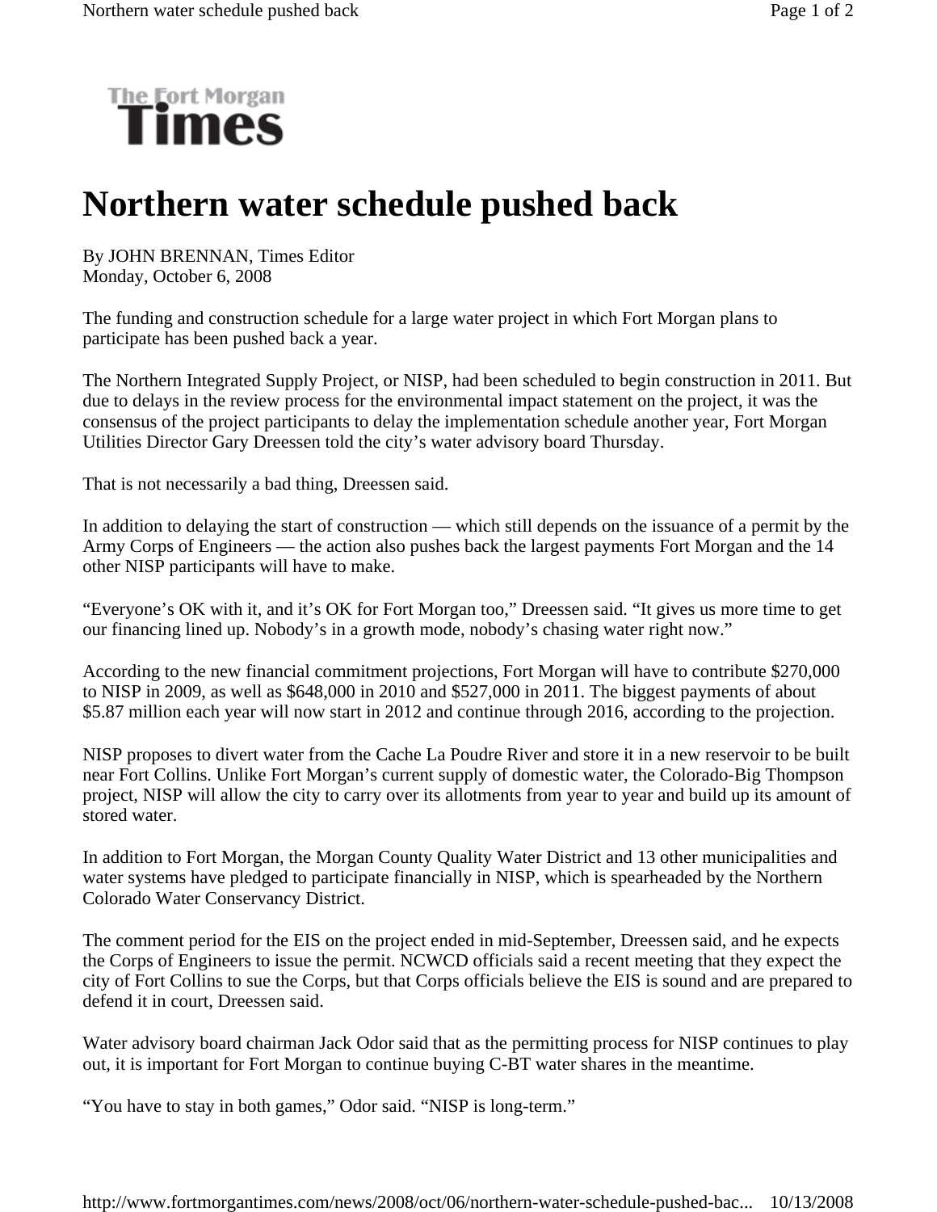The Fort Morgan Times

# Northern water schedule pushed back

By JOHN BRENNAN, Times Editor
Monday, October 6, 2008

The funding and construction schedule for a large water project in which Fort Morgan plans to participate has been pushed back a year.

The Northern Integrated Supply Project, or NISP, had been scheduled to begin construction in 2011. But due to delays in the review process for the environmental impact statement on the project, it was the consensus of the project participants to delay the implementation schedule another year, Fort Morgan Utilities Director Gary Dreessen told the city's water advisory board Thursday.

That is not necessarily a bad thing, Dreessen said.

In addition to delaying the start of construction — which still depends on the issuance of a permit by the Army Corps of Engineers — the action also pushes back the largest payments Fort Morgan and the 14 other NISP participants will have to make.

"Everyone's OK with it, and it's OK for Fort Morgan too," Dreessen said. "It gives us more time to get our financing lined up. Nobody's in a growth mode, nobody's chasing water right now."

According to the new financial commitment projections, Fort Morgan will have to contribute $270,000 to NISP in 2009, as well as $648,000 in 2010 and $527,000 in 2011. The biggest payments of about $5.87 million each year will now start in 2012 and continue through 2016, according to the projection.

NISP proposes to divert water from the Cache La Poudre River and store it in a new reservoir to be built near Fort Collins. Unlike Fort Morgan's current supply of domestic water, the Colorado-Big Thompson project, NISP will allow the city to carry over its allotments from year to year and build up its amount of stored water.

In addition to Fort Morgan, the Morgan County Quality Water District and 13 other municipalities and water systems have pledged to participate financially in NISP, which is spearheaded by the Northern Colorado Water Conservancy District.

The comment period for the EIS on the project ended in mid-September, Dreessen said, and he expects the Corps of Engineers to issue the permit. NCWCD officials said a recent meeting that they expect the city of Fort Collins to sue the Corps, but that Corps officials believe the EIS is sound and are prepared to defend it in court, Dreessen said.

Water advisory board chairman Jack Odor said that as the permitting process for NISP continues to play out, it is important for Fort Morgan to continue buying C-BT water shares in the meantime.

"You have to stay in both games," Odor said. "NISP is long-term."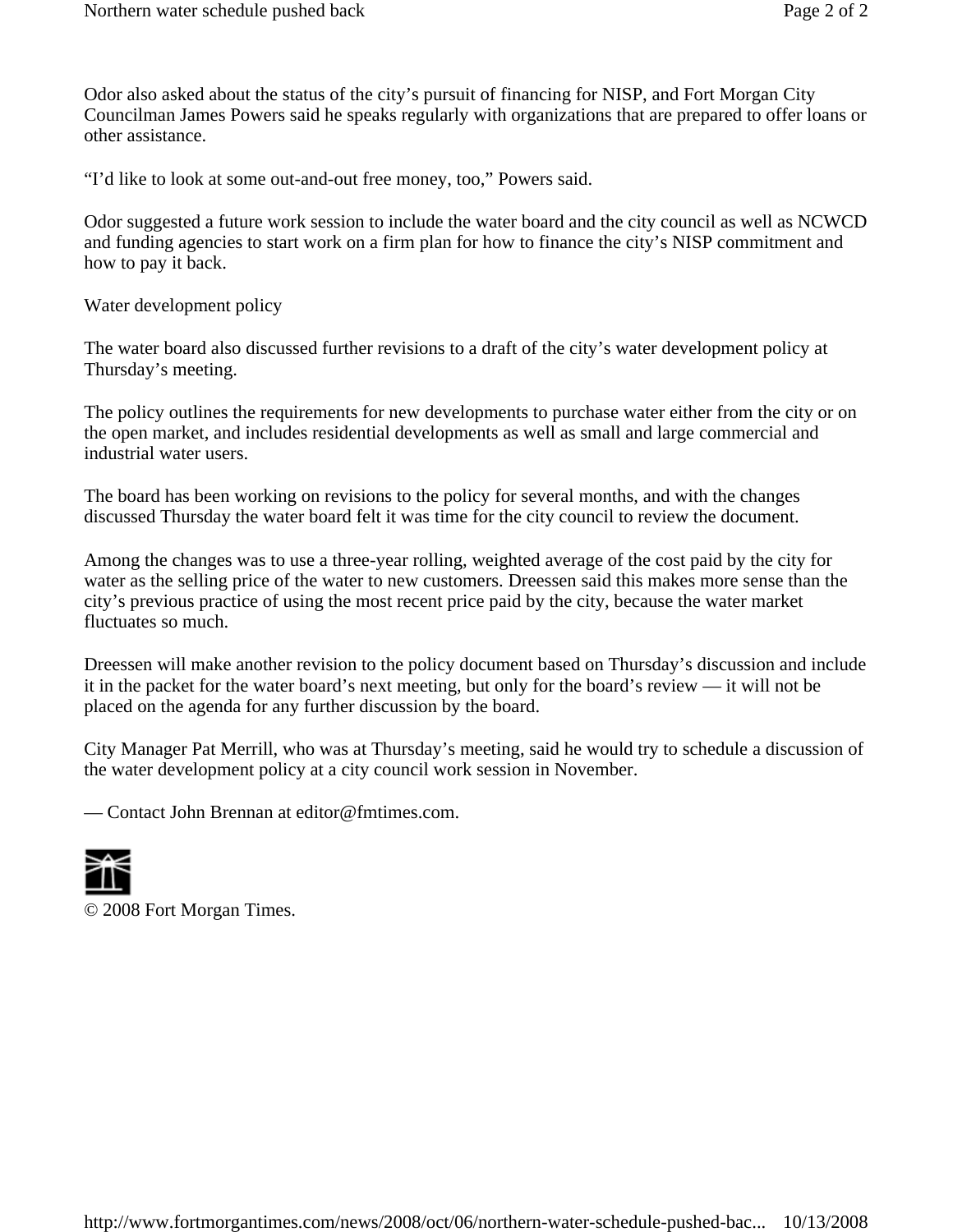Odor also asked about the status of the city's pursuit of financing for NISP, and Fort Morgan City Councilman James Powers said he speaks regularly with organizations that are prepared to offer loans or other assistance.

"I'd like to look at some out-and-out free money, too," Powers said.

Odor suggested a future work session to include the water board and the city council as well as NCWCD and funding agencies to start work on a firm plan for how to finance the city's NISP commitment and how to pay it back.

## Water development policy

The water board also discussed further revisions to a draft of the city's water development policy at Thursday's meeting.

The policy outlines the requirements for new developments to purchase water either from the city or on the open market, and includes residential developments as well as small and large commercial and industrial water users.

The board has been working on revisions to the policy for several months, and with the changes discussed Thursday the water board felt it was time for the city council to review the document.

Among the changes was to use a three-year rolling, weighted average of the cost paid by the city for water as the selling price of the water to new customers. Dreessen said this makes more sense than the city's previous practice of using the most recent price paid by the city, because the water market fluctuates so much.

Dreessen will make another revision to the policy document based on Thursday's discussion and include it in the packet for the water board's next meeting, but only for the board's review — it will not be placed on the agenda for any further discussion by the board.

City Manager Pat Merrill, who was at Thursday's meeting, said he would try to schedule a discussion of the water development policy at a city council work session in November.

— Contact John Brennan at editor@fmtimes.com.

© 2008 Fort Morgan Times.